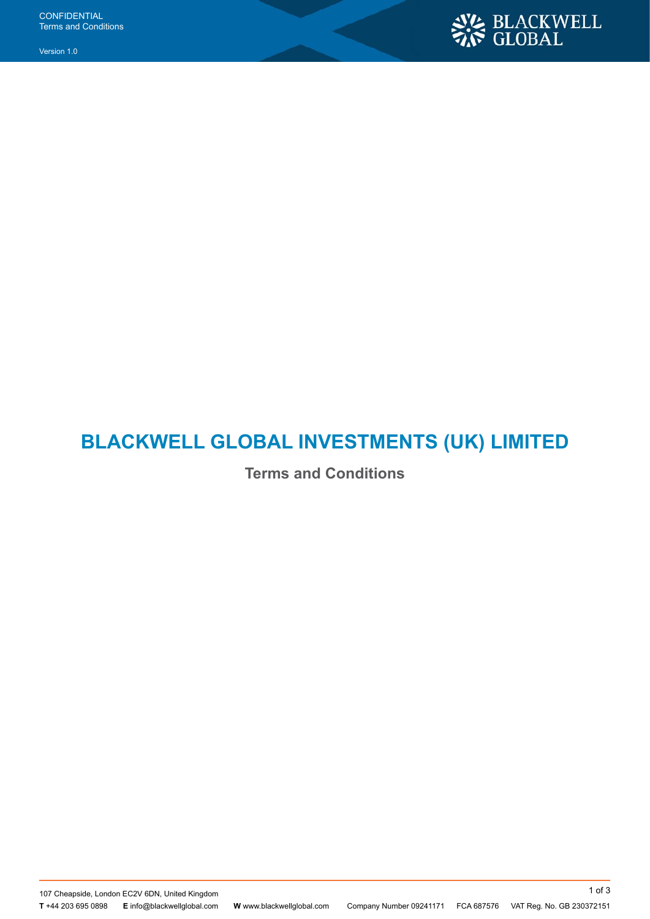# BLACKWELL GLOBAL INVESTMENTS (UK) LIMITED

## Terms and Conditions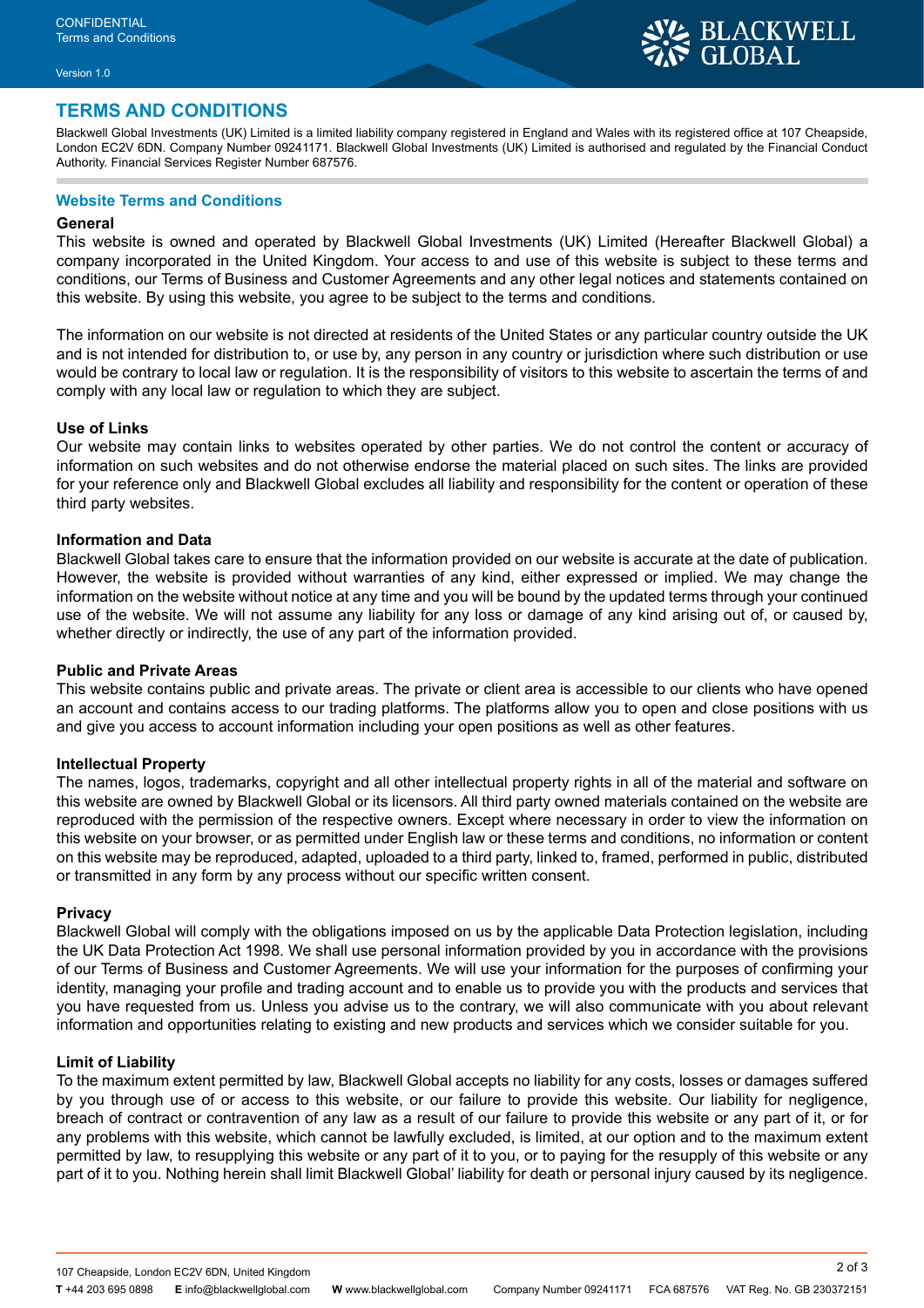# TERMS AND CONDITIONS

Blackwell Global Investments (UK) Limited is a limited liability company registered in England and Wales with its registered office at 107 Cheapside, London EC2V 6DN. Company Number 09241171. Blackwell Global Investments (UK) Limited is authorised and regulated by the Financial Conduct Authority. Financial Services Register Number 687576.

## Website Terms and Conditions

### General

This website is owned and operated by Blackwell Global Investments (UK) Limited (Hereafter Blackwell Global) a company incorporated in the United Kingdom. Your access to and use of this website is subject to these terms and conditions, our Terms of Business and Customer Agreements and any other legal notices and statements contained on this website. By using this website, you agree to be subject to the terms and conditions.

The information on our website is not directed at residents of the United States or any particular country outside the UK and is not intended for distribution to, or use by, any person in any country or jurisdiction where such distribution or use would be contrary to local law or regulation. It is the responsibility of visitors to this website to ascertain the terms of and comply with any local law or regulation to which they are subject.

### Use of Links

Our website may contain links to websites operated by other parties. We do not control the content or accuracy of information on such websites and do not otherwise endorse the material placed on such sites. The links are provided for your reference only and Blackwell Global excludes all liability and responsibility for the content or operation of these third party websites.

### Information and Data

Blackwell Global takes care to ensure that the information provided on our website is accurate at the date of publication. However, the website is provided without warranties of any kind, either expressed or implied. We may change the information on the website without notice at any time and you will be bound by the updated terms through your continued use of the website. We will not assume any liability for any loss or damage of any kind arising out of, or caused by, whether directly or indirectly, the use of any part of the information provided.

### Public and Private Areas

This website contains public and private areas. The private or client area is accessible to our clients who have opened an account and contains access to our trading platforms. The platforms allow you to open and close positions with us and give you access to account information including your open positions as well as other features.

### Intellectual Property

The names, logos, trademarks, copyright and all other intellectual property rights in all of the material and software on this website are owned by Blackwell Global or its licensors. All third party owned materials contained on the website are reproduced with the permission of the respective owners. Except where necessary in order to view the information on this website on your browser, or as permitted under English law or these terms and conditions, no information or content on this website may be reproduced, adapted, uploaded to a third party, linked to, framed, performed in public, distributed or transmitted in any form by any process without our specific written consent.

### Privacy

Blackwell Global will comply with the obligations imposed on us by the applicable Data Protection legislation, including the UK Data Protection Act 1998. We shall use personal information provided by you in accordance with the provisions of our Terms of Business and Customer Agreements. We will use your information for the purposes of confirming your identity, managing your profile and trading account and to enable us to provide you with the products and services that you have requested from us. Unless you advise us to the contrary, we will also communicate with you about relevant information and opportunities relating to existing and new products and services which we consider suitable for you.

### Limit of Liability

To the maximum extent permitted by law, Blackwell Global accepts no liability for any costs, losses or damages suffered by you through use of or access to this website, or our failure to provide this website. Our liability for negligence, breach of contract or contravention of any law as a result of our failure to provide this website or any part of it, or for any problems with this website, which cannot be lawfully excluded, is limited, at our option and to the maximum extent permitted by law, to resupplying this website or any part of it to you, or to paying for the resupply of this website or any part of it to you. Nothing herein shall limit Blackwell Global' liability for death or personal injury caused by its negligence.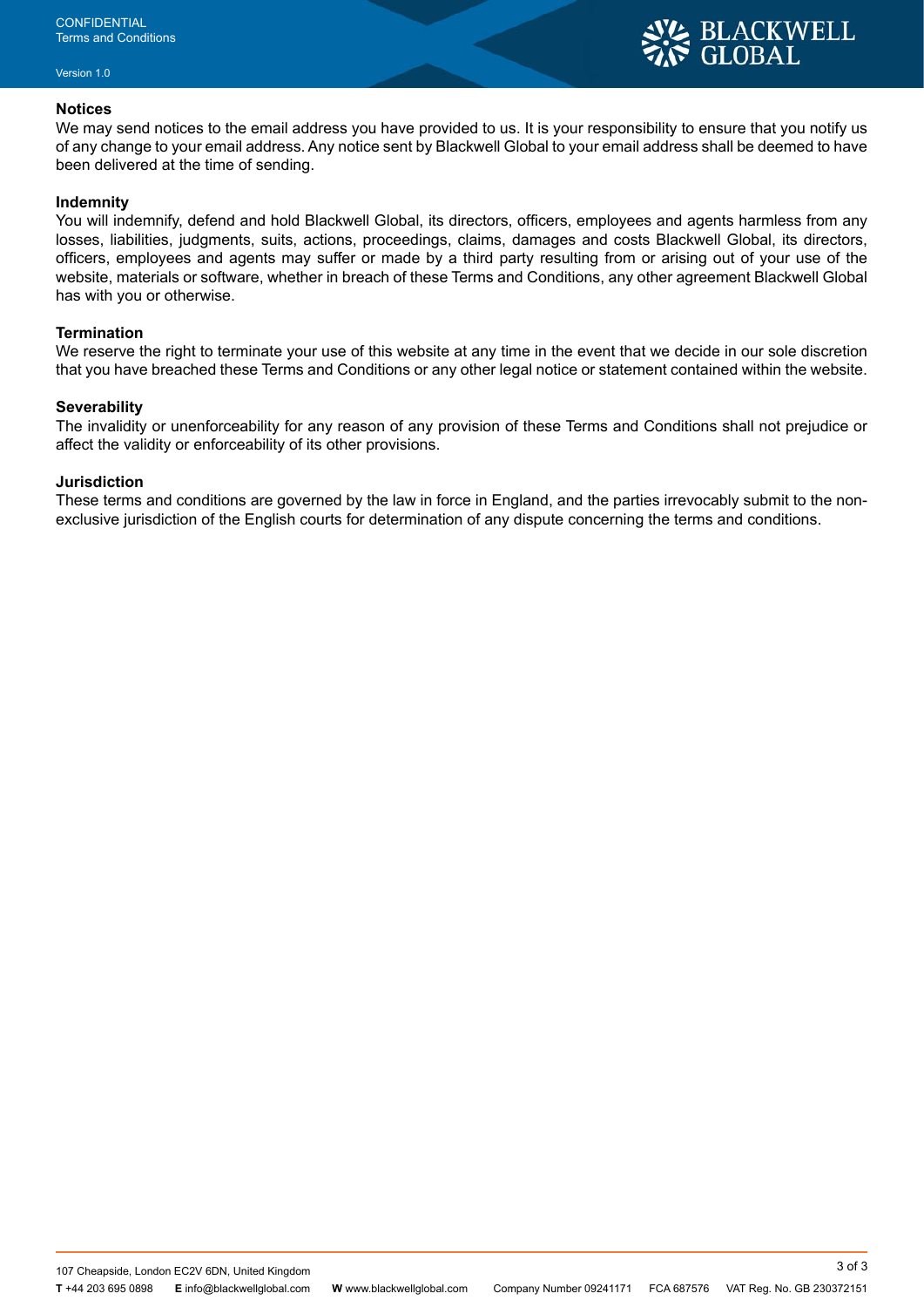## Notices

We may send notices to the email address you have provided to us. It is your responsibility to ensure that you notify us of any change to your email address. Any notice sent by Blackwell Global to your email address shall be deemed to have been delivered at the time of sending.

## Indemnity

You will indemnify, defend and hold Blackwell Global, its directors, officers, employees and agents harmless from any losses, liabilities, judgments, suits, actions, proceedings, claims, damages and costs Blackwell Global, its directors, officers, employees and agents may suffer or made by a third party resulting from or arising out of your use of the website, materials or software, whether in breach of these Terms and Conditions, any other agreement Blackwell Global has with you or otherwise.

## Termination

We reserve the right to terminate your use of this website at any time in the event that we decide in our sole discretion that you have breached these Terms and Conditions or any other legal notice or statement contained within the website.

## Severability

The invalidity or unenforceability for any reason of any provision of these Terms and Conditions shall not prejudice or affect the validity or enforceability of its other provisions.

## Jurisdiction

These terms and conditions are governed by the law in force in England, and the parties irrevocably submit to the non-exclusive jurisdiction of the English courts for determination of any dispute concerning the terms and conditions.